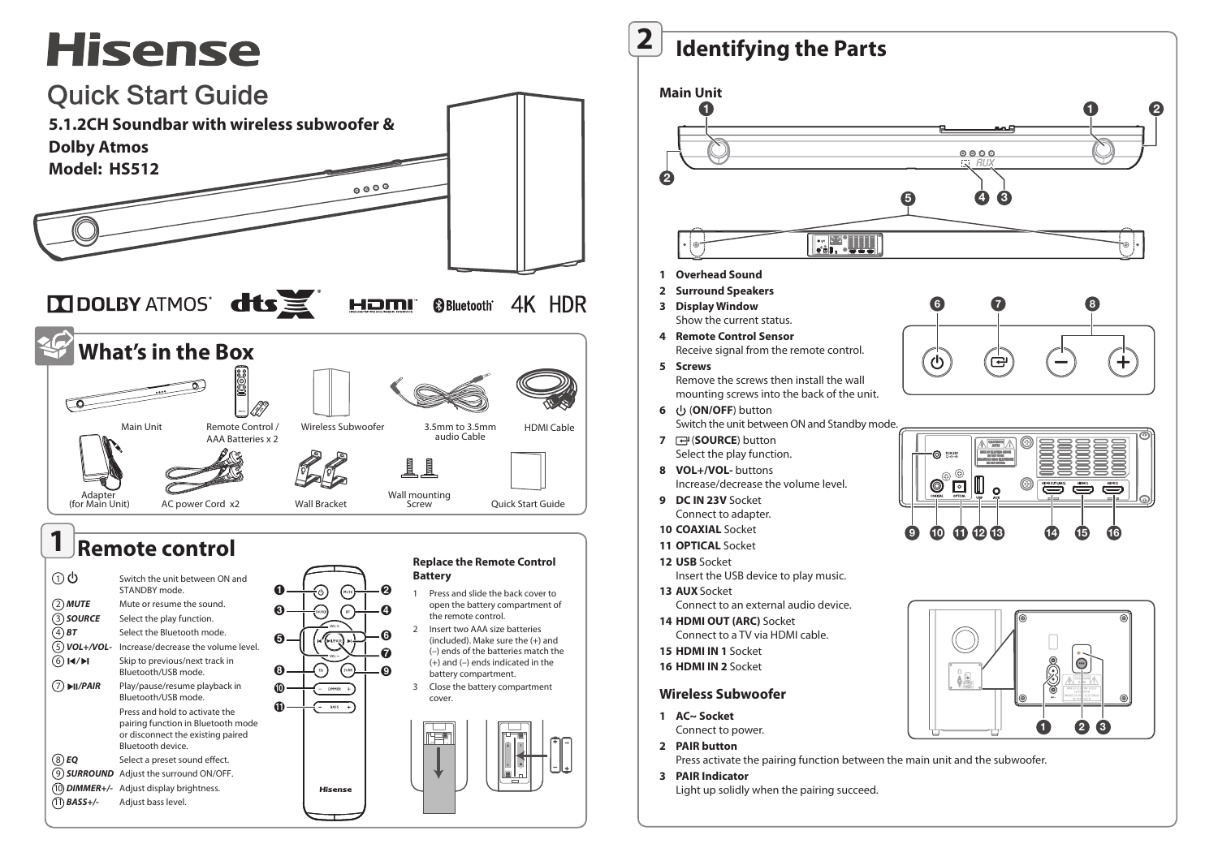# Hisense

## Quick Start Guide

**5.1.2CH Soundbar with wireless subwoofer & Dolby Atmos**
**Model: HS512**

DOLBY ATMOS · dts X · HDMI · Bluetooth · 4K HDR

## What's in the Box

- Main Unit
- Remote Control / AAA Batteries x 2
- Wireless Subwoofer
- 3.5mm to 3.5mm audio Cable
- HDMI Cable
- Adapter (for Main Unit)
- AC power Cord x2
- Wall Bracket
- Wall mounting Screw
- Quick Start Guide

## 1 Remote control

| | |
|---|---|
| ① ⏻ | Switch the unit between ON and STANDBY mode. |
| ② *MUTE* | Mute or resume the sound. |
| ③ *SOURCE* | Select the play function. |
| ④ *BT* | Select the Bluetooth mode. |
| ⑤ *VOL+/VOL-* | Increase/decrease the volume level. |
| ⑥ ⏮/⏭ | Skip to previous/next track in Bluetooth/USB mode. |
| ⑦ ⏯/*PAIR* | Play/pause/resume playback in Bluetooth/USB mode.<br>Press and hold to activate the pairing function in Bluetooth mode or disconnect the existing paired Bluetooth device. |
| ⑧ *EQ* | Select a preset sound effect. |
| ⑨ *SURROUND* | Adjust the surround ON/OFF. |
| ⑩ *DIMMER+/-* | Adjust display brightness. |
| ⑪ *BASS+/-* | Adjust bass level. |

### Replace the Remote Control Battery

1. Press and slide the back cover to open the battery compartment of the remote control.
2. Insert two AAA size batteries (included). Make sure the (+) and (–) ends of the batteries match the (+) and (–) ends indicated in the battery compartment.
3. Close the battery compartment cover.

## 2 Identifying the Parts

### Main Unit

1. **Overhead Sound**
2. **Surround Speakers**
3. **Display Window**
   Show the current status.
4. **Remote Control Sensor**
   Receive signal from the remote control.
5. **Screws**
   Remove the screws then install the wall mounting screws into the back of the unit.
6. ⏻ (**ON/OFF**) button
   Switch the unit between ON and Standby mode.
7. (**SOURCE**) button
   Select the play function.
8. **VOL+/VOL-** buttons
   Increase/decrease the volume level.
9. **DC IN 23V** Socket
   Connect to adapter.
10. **COAXIAL** Socket
11. **OPTICAL** Socket
12. **USB** Socket
    Insert the USB device to play music.
13. **AUX** Socket
    Connect to an external audio device.
14. **HDMI OUT (ARC)** Socket
    Connect to a TV via HDMI cable.
15. **HDMI IN 1** Socket
16. **HDMI IN 2** Socket

### Wireless Subwoofer

1. **AC~ Socket**
   Connect to power.
2. **PAIR button**
   Press activate the pairing function between the main unit and the subwoofer.
3. **PAIR Indicator**
   Light up solidly when the pairing succeed.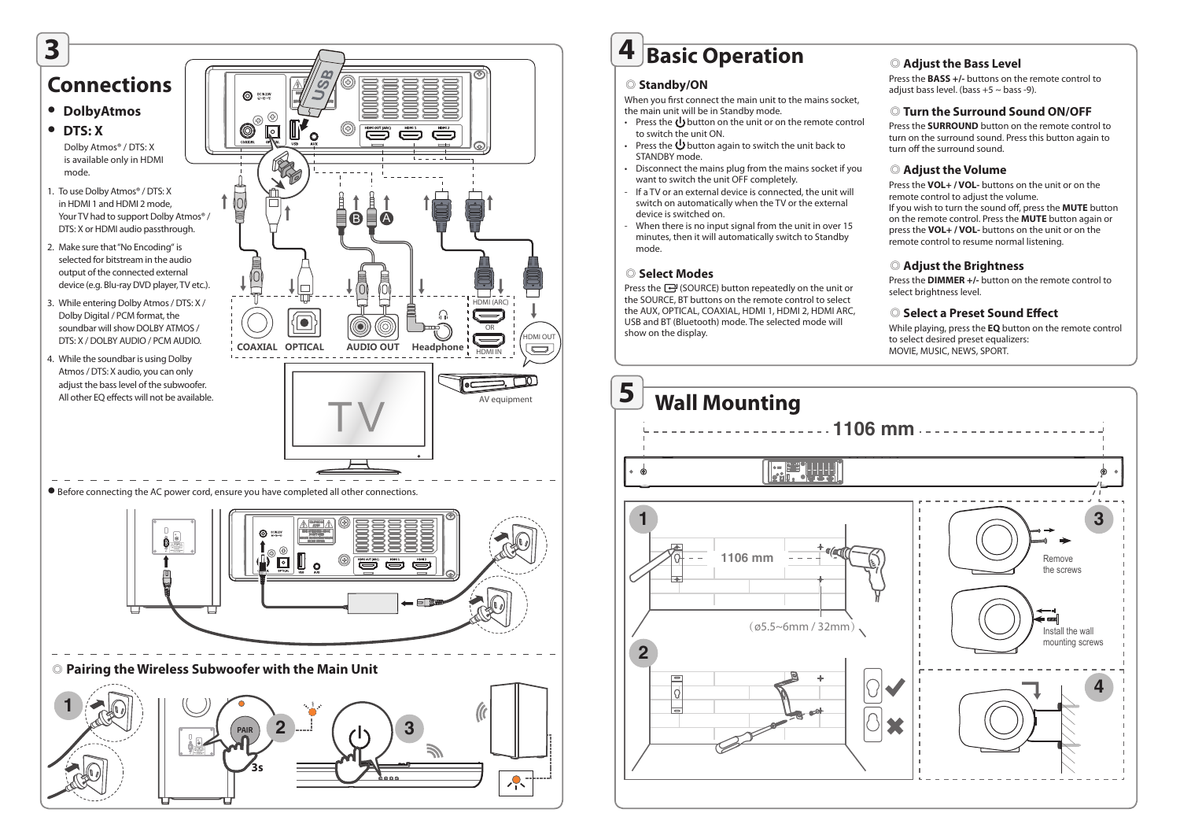# 3 Connections

- **DolbyAtmos**
- **DTS: X**

Dolby Atmos® / DTS: X is available only in HDMI mode.

1. To use Dolby Atmos® / DTS: X in HDMI 1 and HDMI 2 mode, Your TV had to support Dolby Atmos® / DTS: X or HDMI audio passthrough.
2. Make sure that "No Encoding" is selected for bitstream in the audio output of the connected external device (e.g. Blu-ray DVD player, TV etc.).
3. While entering Dolby Atmos / DTS: X / Dolby Digital / PCM format, the soundbar will show DOLBY ATMOS / DTS: X / DOLBY AUDIO / PCM AUDIO.
4. While the soundbar is using Dolby Atmos / DTS: X audio, you can only adjust the bass level of the subwoofer. All other EQ effects will not be available.

USB

COAXIAL OPTICAL AUDIO OUT Headphone HDMI (ARC) OR HDMI IN HDMI OUT

TV

AV equipment

- Before connecting the AC power cord, ensure you have completed all other connections.

### ◎ Pairing the Wireless Subwoofer with the Main Unit

1 2 PAIR 3s 3

# 4 Basic Operation

### ◎ Standby/ON

When you first connect the main unit to the mains socket, the main unit will be in Standby mode.

- Press the ⏻ button on the unit or on the remote control to switch the unit ON.
- Press the ⏻ button again to switch the unit back to STANDBY mode.
- Disconnect the mains plug from the mains socket if you want to switch the unit OFF completely.

- If a TV or an external device is connected, the unit will switch on automatically when the TV or the external device is switched on.
- When there is no input signal from the unit in over 15 minutes, then it will automatically switch to Standby mode.

### ◎ Select Modes

Press the (SOURCE) button repeatedly on the unit or the SOURCE, BT buttons on the remote control to select the AUX, OPTICAL, COAXIAL, HDMI 1, HDMI 2, HDMI ARC, USB and BT (Bluetooth) mode. The selected mode will show on the display.

### ◎ Adjust the Bass Level

Press the **BASS +/-** buttons on the remote control to adjust bass level. (bass +5 ~ bass -9).

### ◎ Turn the Surround Sound ON/OFF

Press the **SURROUND** button on the remote control to turn on the surround sound. Press this button again to turn off the surround sound.

### ◎ Adjust the Volume

Press the **VOL+ / VOL-** buttons on the unit or on the remote control to adjust the volume.
If you wish to turn the sound off, press the **MUTE** button on the remote control. Press the **MUTE** button again or press the **VOL+ / VOL-** buttons on the unit or on the remote control to resume normal listening.

### ◎ Adjust the Brightness

Press the **DIMMER +/-** button on the remote control to select brightness level.

### ◎ Select a Preset Sound Effect

While playing, press the **EQ** button on the remote control to select desired preset equalizers:
MOVIE, MUSIC, NEWS, SPORT.

# 5 Wall Mounting

1106 mm

1

1106 mm

(ø5.5~6mm / 32mm)

2

3

Remove the screws

Install the wall mounting screws

4